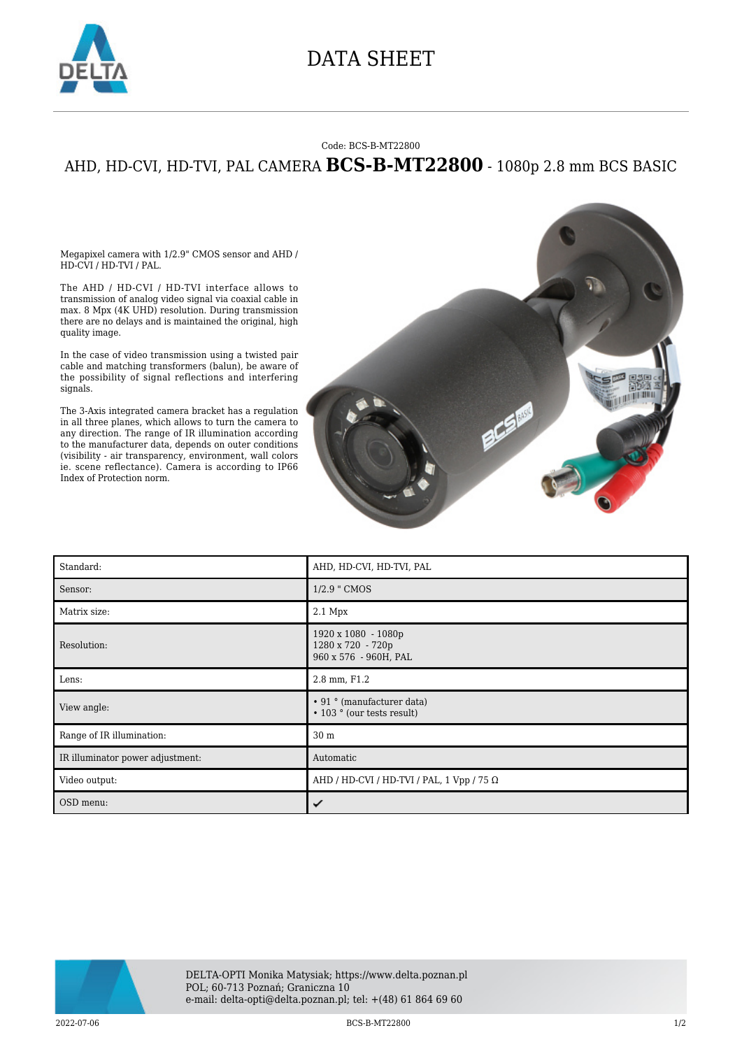# DATA SHEET

Code: BCS-B-MT22800

## AHD, HD-CVI, HD-TVI, PAL CAMERA **BCS-B-MT22800** - 1080p 2.8 mm BCS BASIC

Megapixel camera with 1/2.9" CMOS sensor and AHD / HD-CVI / HD-TVI / PAL.

The AHD / HD-CVI / HD-TVI interface allows to transmission of analog video signal via coaxial cable in max. 8 Mpx (4K UHD) resolution. During transmission there are no delays and is maintained the original, high quality image.

In the case of video transmission using a twisted pair cable and matching transformers (balun), be aware of the possibility of signal reflections and interfering signals.

The 3-Axis integrated camera bracket has a regulation in all three planes, which allows to turn the camera to any direction. The range of IR illumination according to the manufacturer data, depends on outer conditions (visibility - air transparency, environment, wall colors ie. scene reflectance). Camera is according to IP66 Index of Protection norm.

| | |
|---|---|
| Standard: | AHD, HD-CVI, HD-TVI, PAL |
| Sensor: | 1/2.9 " CMOS |
| Matrix size: | 2.1 Mpx |
| Resolution: | 1920 x 1080 - 1080p<br>1280 x 720 - 720p<br>960 x 576 - 960H, PAL |
| Lens: | 2.8 mm, F1.2 |
| View angle: | • 91 ° (manufacturer data)<br>• 103 ° (our tests result) |
| Range of IR illumination: | 30 m |
| IR illuminator power adjustment: | Automatic |
| Video output: | AHD / HD-CVI / HD-TVI / PAL, 1 Vpp / 75 Ω |
| OSD menu: | ✔ |

DELTA-OPTI Monika Matysiak; https://www.delta.poznan.pl
POL; 60-713 Poznań; Graniczna 10
e-mail: delta-opti@delta.poznan.pl; tel: +(48) 61 864 69 60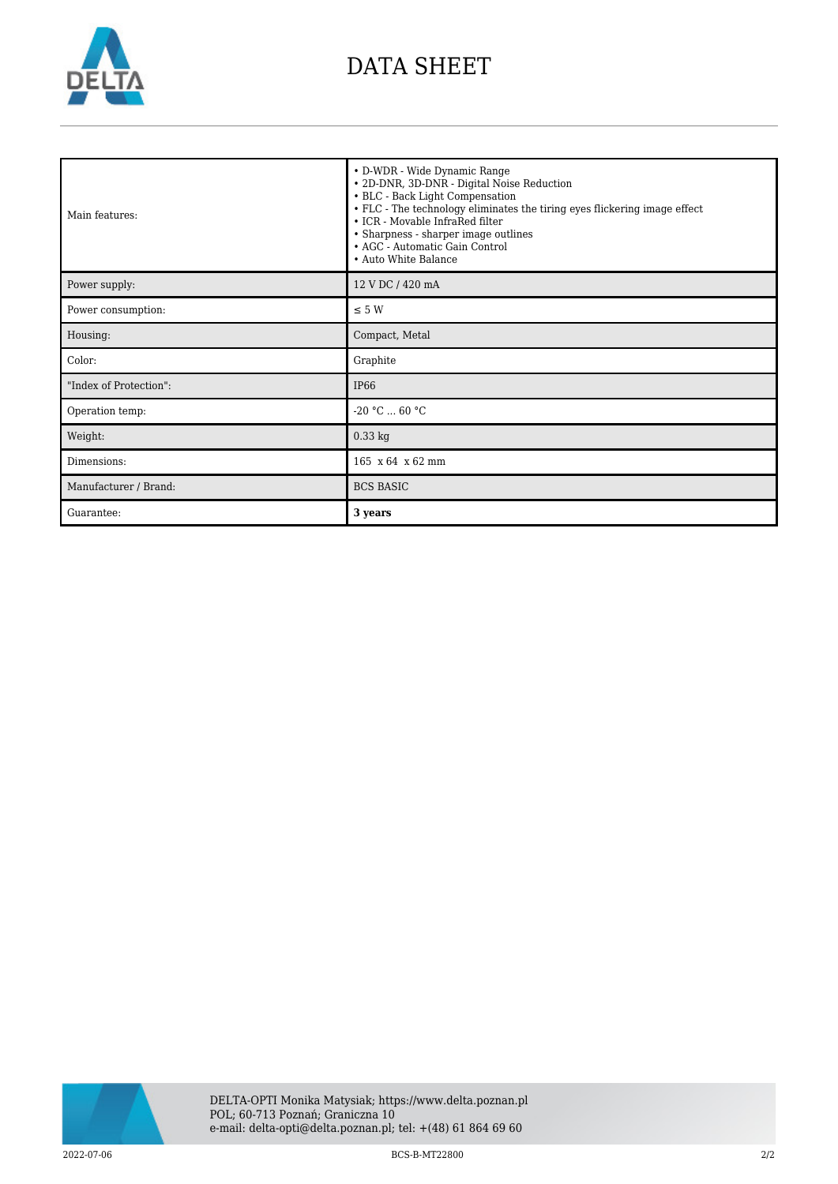# DATA SHEET

| | |
|---|---|
| Main features: | • D-WDR - Wide Dynamic Range<br>• 2D-DNR, 3D-DNR - Digital Noise Reduction<br>• BLC - Back Light Compensation<br>• FLC - The technology eliminates the tiring eyes flickering image effect<br>• ICR - Movable InfraRed filter<br>• Sharpness - sharper image outlines<br>• AGC - Automatic Gain Control<br>• Auto White Balance |
| Power supply: | 12 V DC / 420 mA |
| Power consumption: | ≤ 5 W |
| Housing: | Compact, Metal |
| Color: | Graphite |
| "Index of Protection": | IP66 |
| Operation temp: | -20 °C ... 60 °C |
| Weight: | 0.33 kg |
| Dimensions: | 165 x 64 x 62 mm |
| Manufacturer / Brand: | BCS BASIC |
| Guarantee: | **3 years** |

DELTA-OPTI Monika Matysiak; https://www.delta.poznan.pl
POL; 60-713 Poznań; Graniczna 10
e-mail: delta-opti@delta.poznan.pl; tel: +(48) 61 864 69 60

2022-07-06 BCS-B-MT22800